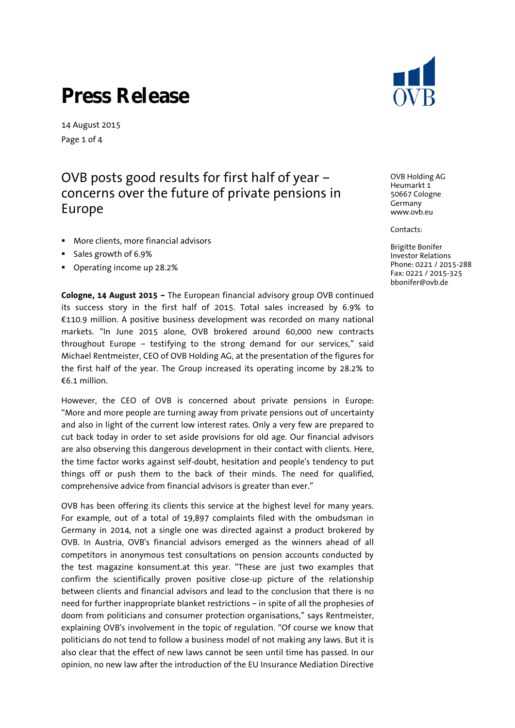# Press Release

14 August 2015

OVB Holding AG
Heumarkt 1
50667 Cologne
Germany
www.ovb.eu

Contacts:

Brigitte Bonifer
Investor Relations
Phone: 0221 / 2015-288
Fax: 0221 / 2015-325
bbonifer@ovb.de

## OVB posts good results for first half of year – concerns over the future of private pensions in Europe

- More clients, more financial advisors
- Sales growth of 6.9%
- Operating income up 28.2%

**Cologne, 14 August 2015 –** The European financial advisory group OVB continued its success story in the first half of 2015. Total sales increased by 6.9% to €110.9 million. A positive business development was recorded on many national markets. "In June 2015 alone, OVB brokered around 60,000 new contracts throughout Europe – testifying to the strong demand for our services," said Michael Rentmeister, CEO of OVB Holding AG, at the presentation of the figures for the first half of the year. The Group increased its operating income by 28.2% to €6.1 million.

However, the CEO of OVB is concerned about private pensions in Europe: "More and more people are turning away from private pensions out of uncertainty and also in light of the current low interest rates. Only a very few are prepared to cut back today in order to set aside provisions for old age. Our financial advisors are also observing this dangerous development in their contact with clients. Here, the time factor works against self-doubt, hesitation and people's tendency to put things off or push them to the back of their minds. The need for qualified, comprehensive advice from financial advisors is greater than ever."

OVB has been offering its clients this service at the highest level for many years. For example, out of a total of 19,897 complaints filed with the ombudsman in Germany in 2014, not a single one was directed against a product brokered by OVB. In Austria, OVB's financial advisors emerged as the winners ahead of all competitors in anonymous test consultations on pension accounts conducted by the test magazine konsument.at this year. "These are just two examples that confirm the scientifically proven positive close-up picture of the relationship between clients and financial advisors and lead to the conclusion that there is no need for further inappropriate blanket restrictions – in spite of all the prophesies of doom from politicians and consumer protection organisations," says Rentmeister, explaining OVB's involvement in the topic of regulation. "Of course we know that politicians do not tend to follow a business model of not making any laws. But it is also clear that the effect of new laws cannot be seen until time has passed. In our opinion, no new law after the introduction of the EU Insurance Mediation Directive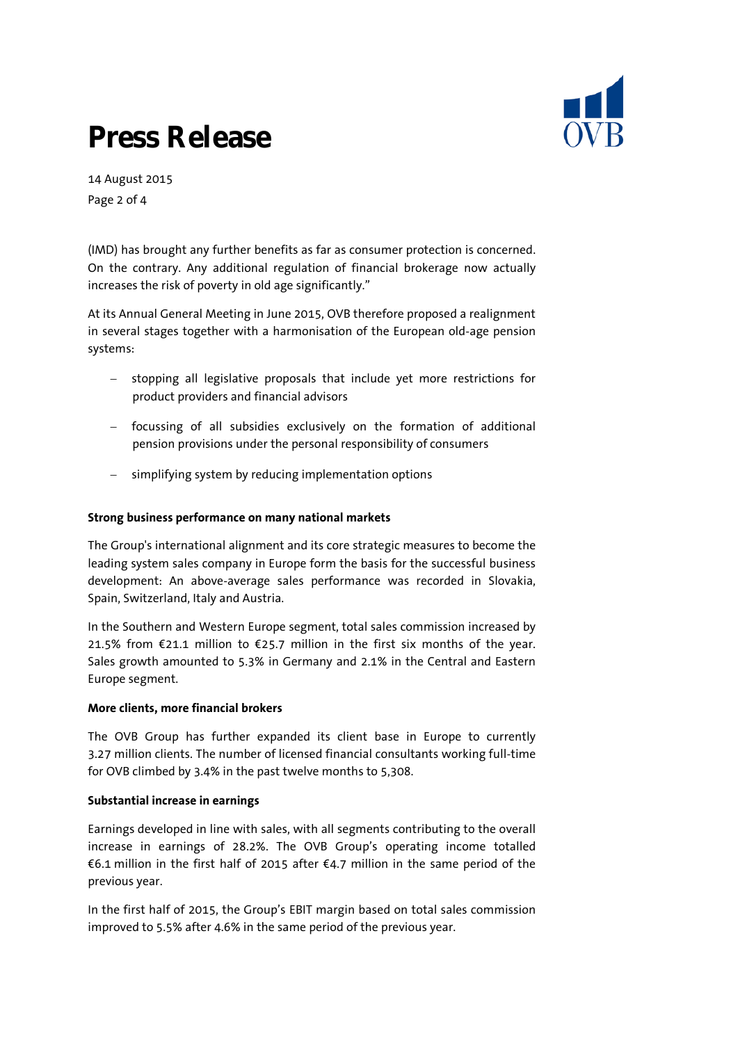(IMD) has brought any further benefits as far as consumer protection is concerned. On the contrary. Any additional regulation of financial brokerage now actually increases the risk of poverty in old age significantly."

At its Annual General Meeting in June 2015, OVB therefore proposed a realignment in several stages together with a harmonisation of the European old-age pension systems:

- stopping all legislative proposals that include yet more restrictions for product providers and financial advisors
- focussing of all subsidies exclusively on the formation of additional pension provisions under the personal responsibility of consumers
- simplifying system by reducing implementation options

**Strong business performance on many national markets**

The Group's international alignment and its core strategic measures to become the leading system sales company in Europe form the basis for the successful business development: An above-average sales performance was recorded in Slovakia, Spain, Switzerland, Italy and Austria.

In the Southern and Western Europe segment, total sales commission increased by 21.5% from €21.1 million to €25.7 million in the first six months of the year. Sales growth amounted to 5.3% in Germany and 2.1% in the Central and Eastern Europe segment.

**More clients, more financial brokers**

The OVB Group has further expanded its client base in Europe to currently 3.27 million clients. The number of licensed financial consultants working full-time for OVB climbed by 3.4% in the past twelve months to 5,308.

**Substantial increase in earnings**

Earnings developed in line with sales, with all segments contributing to the overall increase in earnings of 28.2%. The OVB Group's operating income totalled €6.1 million in the first half of 2015 after €4.7 million in the same period of the previous year.

In the first half of 2015, the Group's EBIT margin based on total sales commission improved to 5.5% after 4.6% in the same period of the previous year.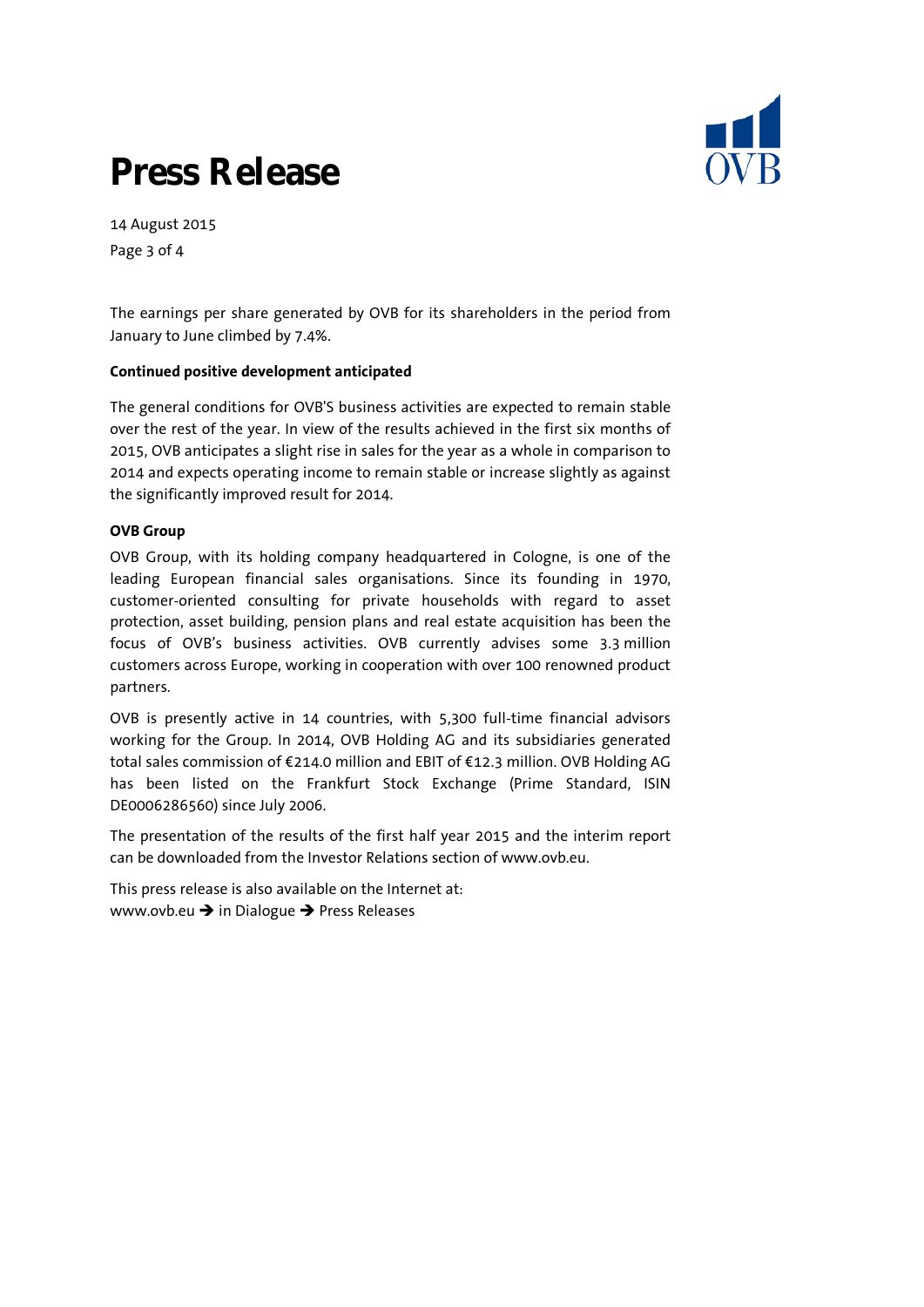The earnings per share generated by OVB for its shareholders in the period from January to June climbed by 7.4%.

**Continued positive development anticipated**

The general conditions for OVB'S business activities are expected to remain stable over the rest of the year. In view of the results achieved in the first six months of 2015, OVB anticipates a slight rise in sales for the year as a whole in comparison to 2014 and expects operating income to remain stable or increase slightly as against the significantly improved result for 2014.

**OVB Group**

OVB Group, with its holding company headquartered in Cologne, is one of the leading European financial sales organisations. Since its founding in 1970, customer-oriented consulting for private households with regard to asset protection, asset building, pension plans and real estate acquisition has been the focus of OVB's business activities. OVB currently advises some 3.3 million customers across Europe, working in cooperation with over 100 renowned product partners.

OVB is presently active in 14 countries, with 5,300 full-time financial advisors working for the Group. In 2014, OVB Holding AG and its subsidiaries generated total sales commission of €214.0 million and EBIT of €12.3 million. OVB Holding AG has been listed on the Frankfurt Stock Exchange (Prime Standard, ISIN DE0006286560) since July 2006.

The presentation of the results of the first half year 2015 and the interim report can be downloaded from the Investor Relations section of www.ovb.eu.

This press release is also available on the Internet at:
www.ovb.eu ➔ in Dialogue ➔ Press Releases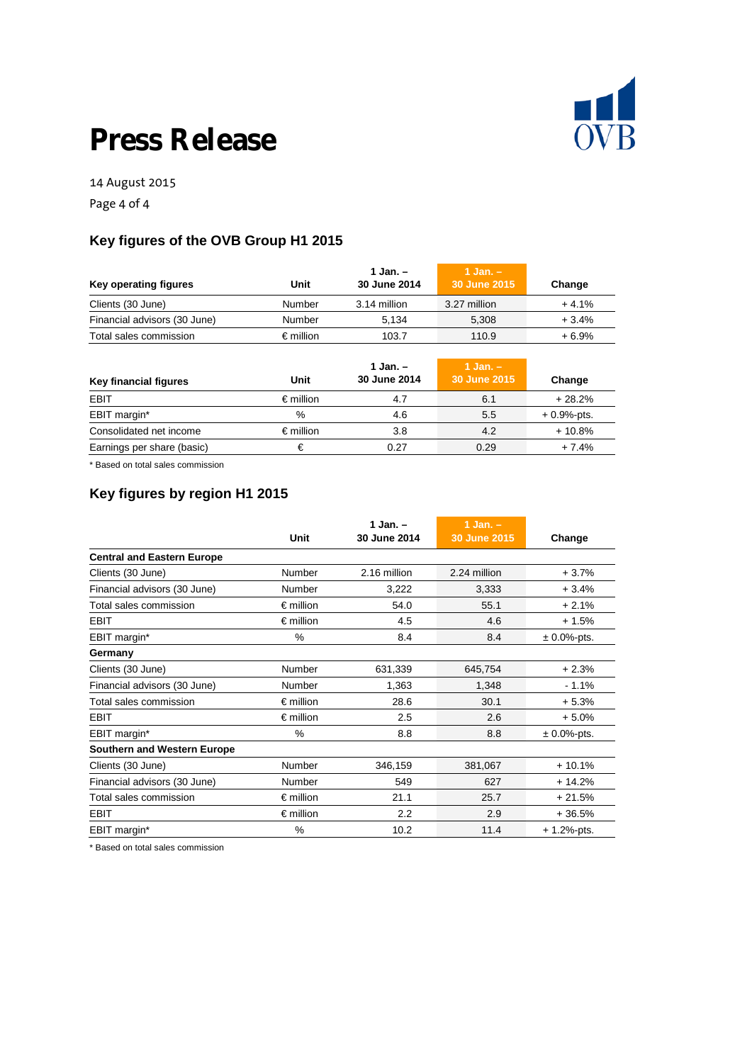# Press Release

14 August 2015

## Key figures of the OVB Group H1 2015

| Key operating figures | Unit | 1 Jan. – 30 June 2014 | 1 Jan. – 30 June 2015 | Change |
|---|---|---|---|---|
| Clients (30 June) | Number | 3.14 million | 3.27 million | + 4.1% |
| Financial advisors (30 June) | Number | 5,134 | 5,308 | + 3.4% |
| Total sales commission | € million | 103.7 | 110.9 | + 6.9% |

| Key financial figures | Unit | 1 Jan. – 30 June 2014 | 1 Jan. – 30 June 2015 | Change |
|---|---|---|---|---|
| EBIT | € million | 4.7 | 6.1 | + 28.2% |
| EBIT margin* | % | 4.6 | 5.5 | + 0.9%-pts. |
| Consolidated net income | € million | 3.8 | 4.2 | + 10.8% |
| Earnings per share (basic) | € | 0.27 | 0.29 | + 7.4% |

* Based on total sales commission

## Key figures by region H1 2015

| | Unit | 1 Jan. – 30 June 2014 | 1 Jan. – 30 June 2015 | Change |
|---|---|---|---|---|
| **Central and Eastern Europe** | | | | |
| Clients (30 June) | Number | 2.16 million | 2.24 million | + 3.7% |
| Financial advisors (30 June) | Number | 3,222 | 3,333 | + 3.4% |
| Total sales commission | € million | 54.0 | 55.1 | + 2.1% |
| EBIT | € million | 4.5 | 4.6 | + 1.5% |
| EBIT margin* | % | 8.4 | 8.4 | ± 0.0%-pts. |
| **Germany** | | | | |
| Clients (30 June) | Number | 631,339 | 645,754 | + 2.3% |
| Financial advisors (30 June) | Number | 1,363 | 1,348 | - 1.1% |
| Total sales commission | € million | 28.6 | 30.1 | + 5.3% |
| EBIT | € million | 2.5 | 2.6 | + 5.0% |
| EBIT margin* | % | 8.8 | 8.8 | ± 0.0%-pts. |
| **Southern and Western Europe** | | | | |
| Clients (30 June) | Number | 346,159 | 381,067 | + 10.1% |
| Financial advisors (30 June) | Number | 549 | 627 | + 14.2% |
| Total sales commission | € million | 21.1 | 25.7 | + 21.5% |
| EBIT | € million | 2.2 | 2.9 | + 36.5% |
| EBIT margin* | % | 10.2 | 11.4 | + 1.2%-pts. |

* Based on total sales commission